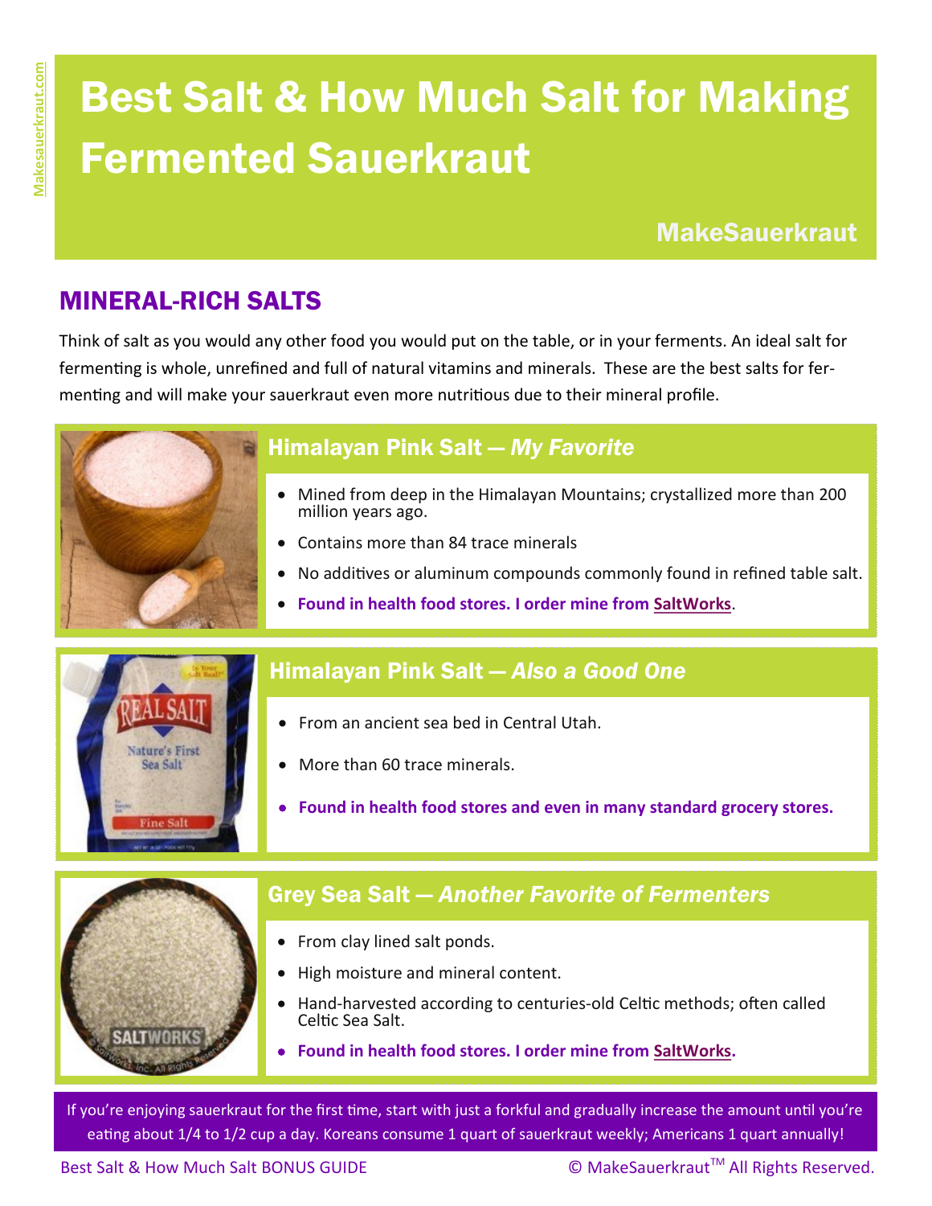# Best Salt & How Much Salt for Making Fermented Sauerkraut

MakeSauerkraut

## MINERAL-RICH SALTS

Think of salt as you would any other food you would put on the table, or in your ferments. An ideal salt for fermenting is whole, unrefined and full of natural vitamins and minerals. These are the best salts for fermenting and will make your sauerkraut even more nutritious due to their mineral profile.

### Himalayan Pink Salt — *My Favorite*

- Mined from deep in the Himalayan Mountains; crystallized more than 200 million years ago.
- Contains more than 84 trace minerals
- No additives or aluminum compounds commonly found in refined table salt.
- **Found in health food stores. I order mine from SaltWorks**.

### Himalayan Pink Salt — *Also a Good One*

- From an ancient sea bed in Central Utah.
- More than 60 trace minerals.
- **Found in health food stores and even in many standard grocery stores.**

### Grey Sea Salt — *Another Favorite of Fermenters*

- From clay lined salt ponds.
- High moisture and mineral content.
- Hand-harvested according to centuries-old Celtic methods; often called Celtic Sea Salt.
- **Found in health food stores. I order mine from SaltWorks.**

If you're enjoying sauerkraut for the first time, start with just a forkful and gradually increase the amount until you're eating about 1/4 to 1/2 cup a day. Koreans consume 1 quart of sauerkraut weekly; Americans 1 quart annually!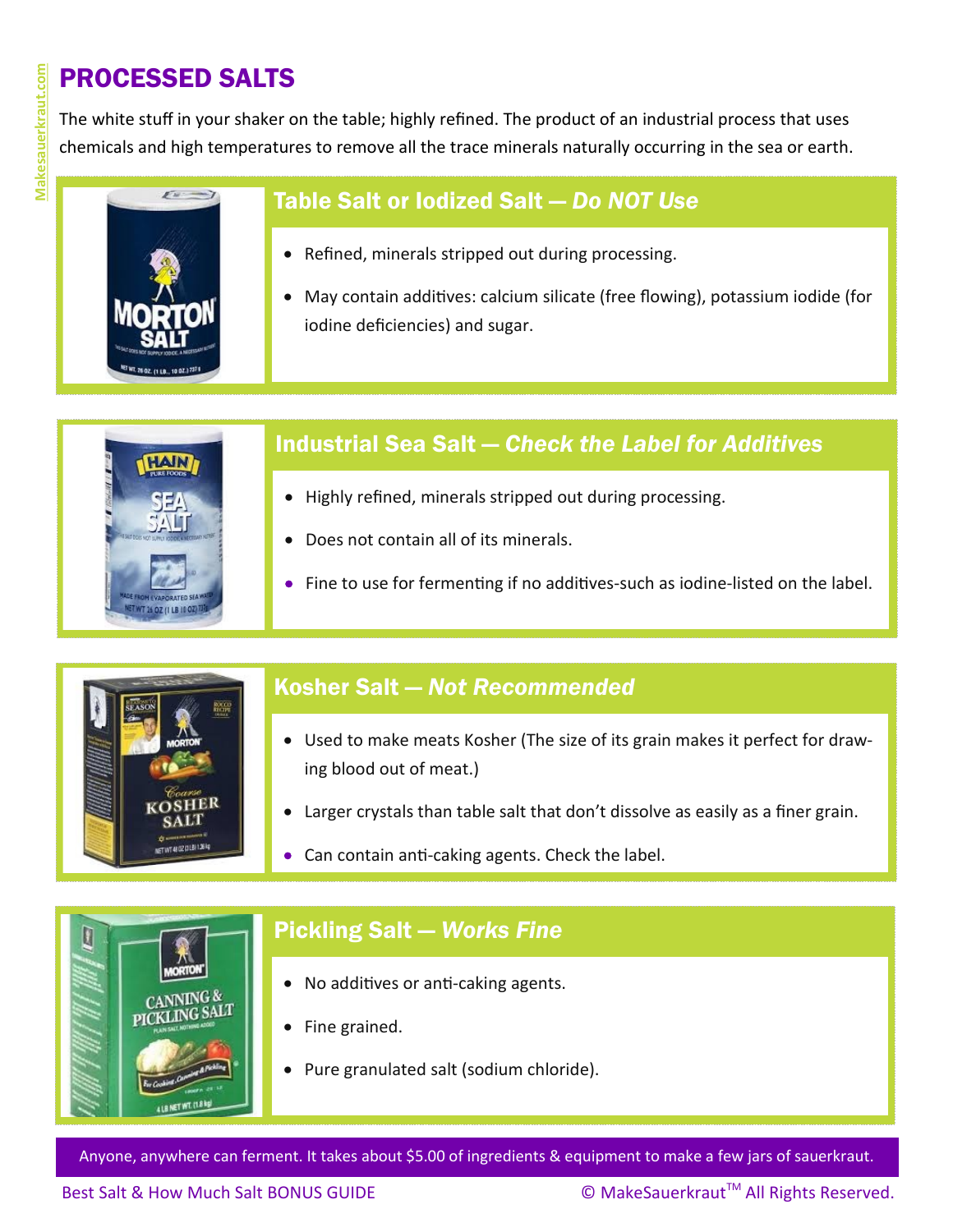# PROCESSED SALTS

The white stuff in your shaker on the table; highly refined. The product of an industrial process that uses chemicals and high temperatures to remove all the trace minerals naturally occurring in the sea or earth.

## Table Salt or Iodized Salt — *Do NOT Use*

- Refined, minerals stripped out during processing.
- May contain additives: calcium silicate (free flowing), potassium iodide (for iodine deficiencies) and sugar.

## Industrial Sea Salt — *Check the Label for Additives*

- Highly refined, minerals stripped out during processing.
- Does not contain all of its minerals.
- Fine to use for fermenting if no additives-such as iodine-listed on the label.

## Kosher Salt — *Not Recommended*

- Used to make meats Kosher (The size of its grain makes it perfect for drawing blood out of meat.)
- Larger crystals than table salt that don't dissolve as easily as a finer grain.
- Can contain anti-caking agents. Check the label.

## Pickling Salt — *Works Fine*

- No additives or anti-caking agents.
- Fine grained.
- Pure granulated salt (sodium chloride).

Anyone, anywhere can ferment. It takes about $5.00 of ingredients & equipment to make a few jars of sauerkraut.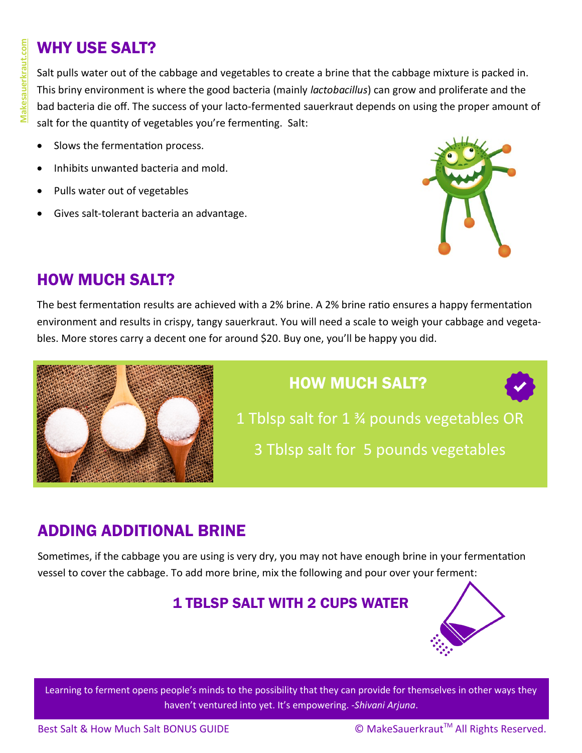## WHY USE SALT?

Salt pulls water out of the cabbage and vegetables to create a brine that the cabbage mixture is packed in. This briny environment is where the good bacteria (mainly *lactobacillus*) can grow and proliferate and the bad bacteria die off. The success of your lacto-fermented sauerkraut depends on using the proper amount of salt for the quantity of vegetables you're fermenting. Salt:

- Slows the fermentation process.
- Inhibits unwanted bacteria and mold.
- Pulls water out of vegetables
- Gives salt-tolerant bacteria an advantage.

## HOW MUCH SALT?

The best fermentation results are achieved with a 2% brine. A 2% brine ratio ensures a happy fermentation environment and results in crispy, tangy sauerkraut. You will need a scale to weigh your cabbage and vegetables. More stores carry a decent one for around $20. Buy one, you'll be happy you did.

### HOW MUCH SALT?

1 Tblsp salt for 1 ¾ pounds vegetables OR

3 Tblsp salt for 5 pounds vegetables

## ADDING ADDITIONAL BRINE

Sometimes, if the cabbage you are using is very dry, you may not have enough brine in your fermentation vessel to cover the cabbage. To add more brine, mix the following and pour over your ferment:

**1 TBLSP SALT WITH 2 CUPS WATER**

Learning to ferment opens people's minds to the possibility that they can provide for themselves in other ways they haven't ventured into yet. It's empowering. -*Shivani Arjuna*.